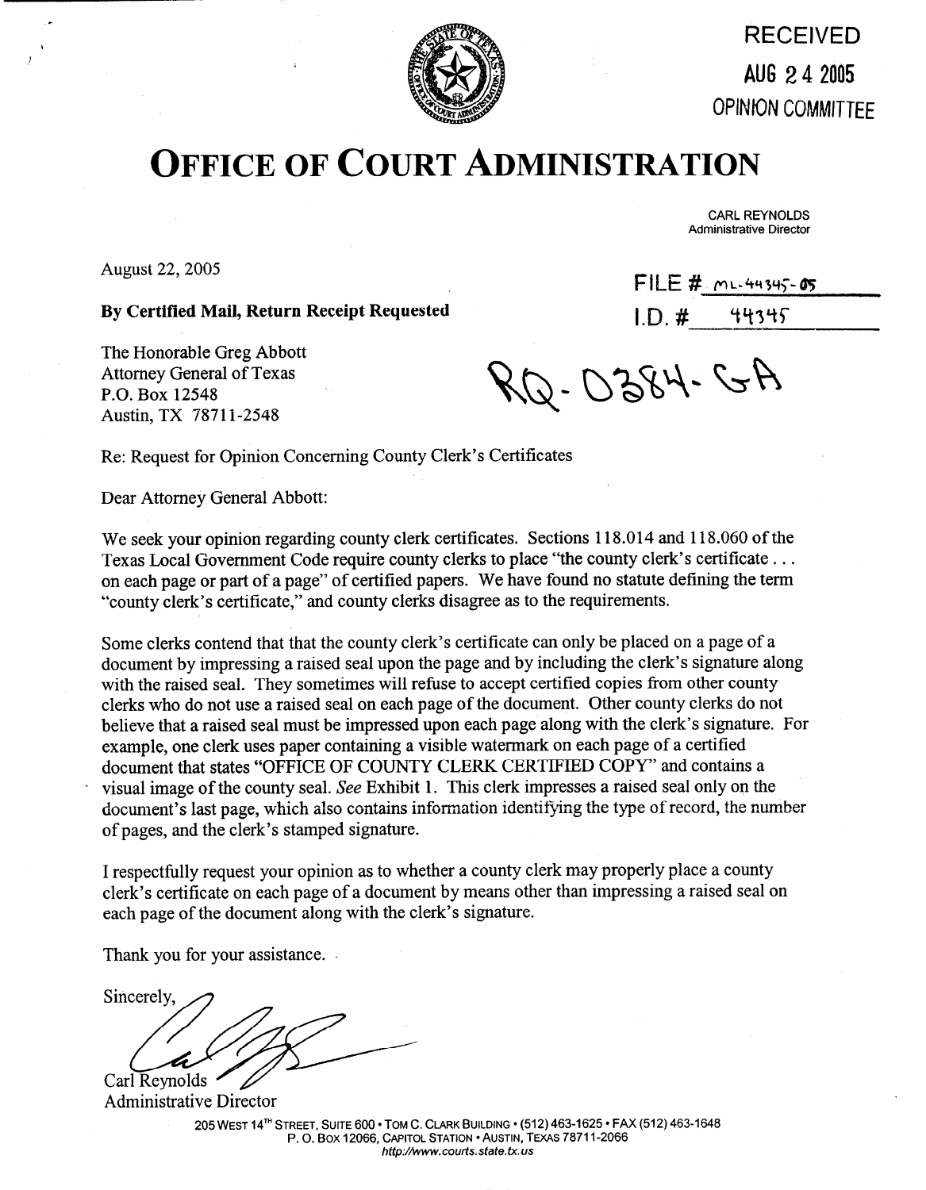RECEIVED
AUG 24 2005
OPINION COMMITTEE

# OFFICE OF COURT ADMINISTRATION

CARL REYNOLDS
Administrative Director

August 22, 2005

FILE # ML-44345-05
I.D. # 44345

**By Certified Mail, Return Receipt Requested**

The Honorable Greg Abbott
Attorney General of Texas
P.O. Box 12548
Austin, TX 78711-2548

RQ-0384-GA

Re: Request for Opinion Concerning County Clerk's Certificates

Dear Attorney General Abbott:

We seek your opinion regarding county clerk certificates. Sections 118.014 and 118.060 of the Texas Local Government Code require county clerks to place "the county clerk's certificate . . . on each page or part of a page" of certified papers. We have found no statute defining the term "county clerk's certificate," and county clerks disagree as to the requirements.

Some clerks contend that that the county clerk's certificate can only be placed on a page of a document by impressing a raised seal upon the page and by including the clerk's signature along with the raised seal. They sometimes will refuse to accept certified copies from other county clerks who do not use a raised seal on each page of the document. Other county clerks do not believe that a raised seal must be impressed upon each page along with the clerk's signature. For example, one clerk uses paper containing a visible watermark on each page of a certified document that states "OFFICE OF COUNTY CLERK CERTIFIED COPY" and contains a visual image of the county seal. *See* Exhibit 1. This clerk impresses a raised seal only on the document's last page, which also contains information identifying the type of record, the number of pages, and the clerk's stamped signature.

I respectfully request your opinion as to whether a county clerk may properly place a county clerk's certificate on each page of a document by means other than impressing a raised seal on each page of the document along with the clerk's signature.

Thank you for your assistance.

Sincerely,

Carl Reynolds
Administrative Director

205 WEST 14TH STREET, SUITE 600 • TOM C. CLARK BUILDING • (512) 463-1625 • FAX (512) 463-1648
P. O. BOX 12066, CAPITOL STATION • AUSTIN, TEXAS 78711-2066
*http://www.courts.state.tx.us*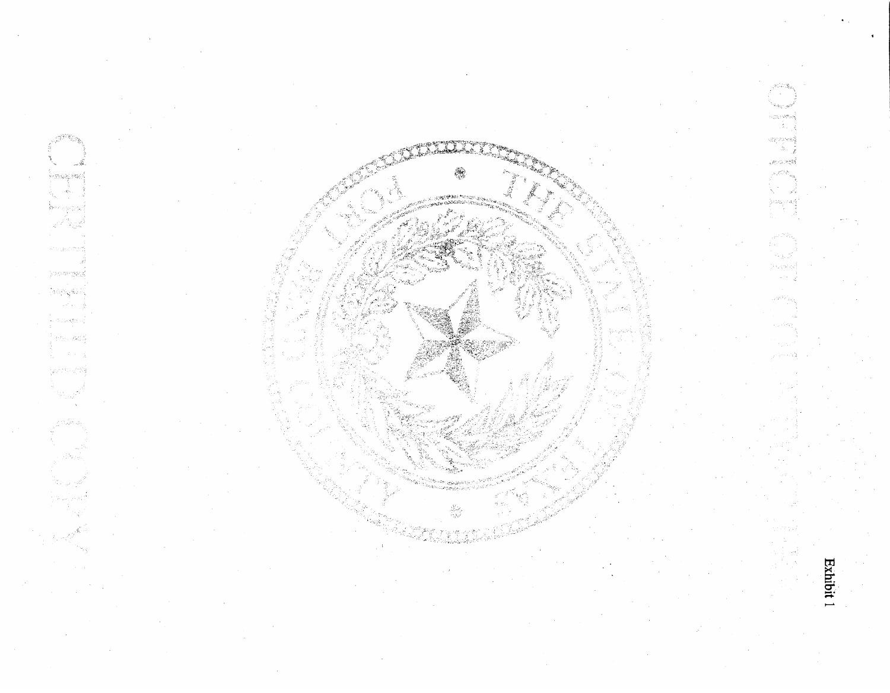Exhibit 1